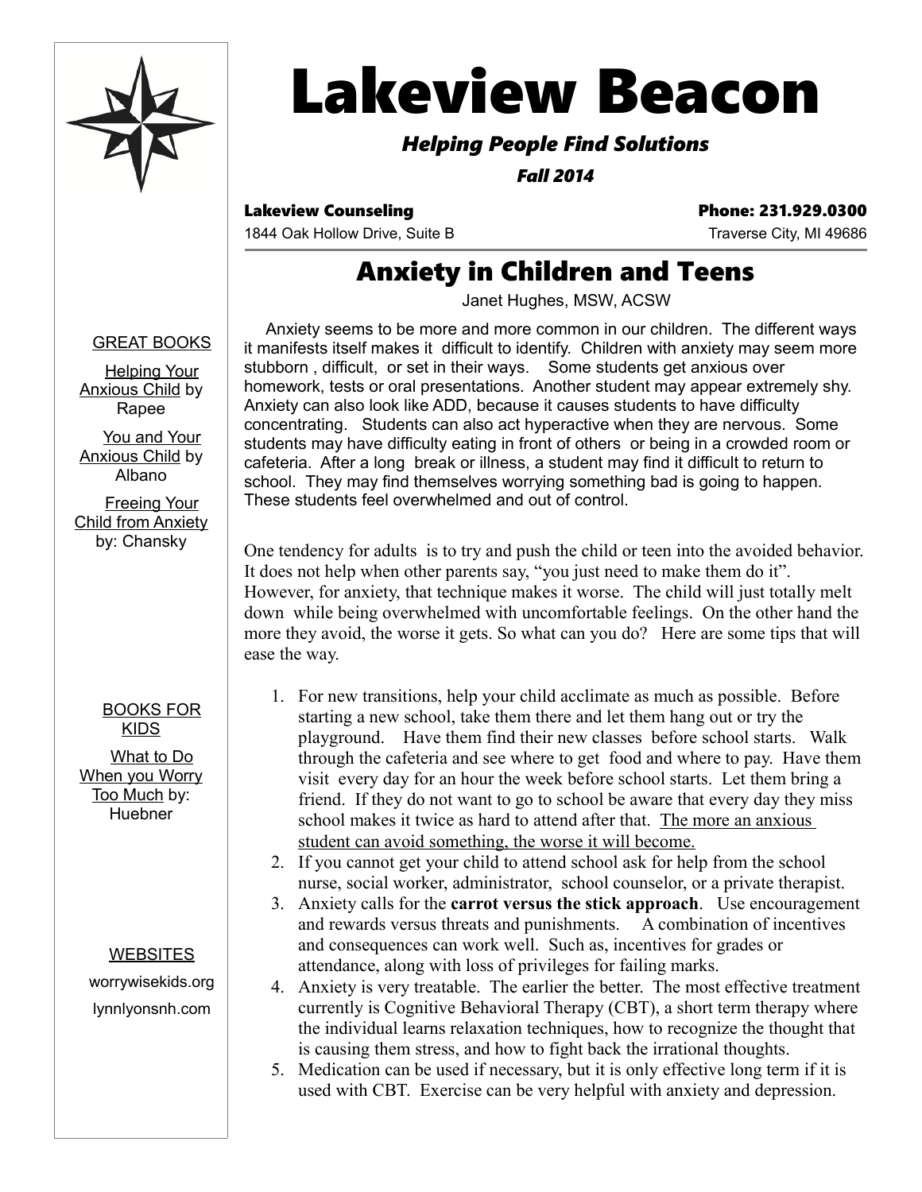# Lakeview Beacon

***Helping People Find Solutions***

***Fall 2014***

**Lakeview Counseling** **Phone: 231.929.0300**

1844 Oak Hollow Drive, Suite B Traverse City, MI 49686

## Anxiety in Children and Teens

Janet Hughes, MSW, ACSW

Anxiety seems to be more and more common in our children. The different ways it manifests itself makes it difficult to identify. Children with anxiety may seem more stubborn , difficult, or set in their ways. Some students get anxious over homework, tests or oral presentations. Another student may appear extremely shy. Anxiety can also look like ADD, because it causes students to have difficulty concentrating. Students can also act hyperactive when they are nervous. Some students may have difficulty eating in front of others or being in a crowded room or cafeteria. After a long break or illness, a student may find it difficult to return to school. They may find themselves worrying something bad is going to happen. These students feel overwhelmed and out of control.

One tendency for adults is to try and push the child or teen into the avoided behavior. It does not help when other parents say, "you just need to make them do it". However, for anxiety, that technique makes it worse. The child will just totally melt down while being overwhelmed with uncomfortable feelings. On the other hand the more they avoid, the worse it gets. So what can you do? Here are some tips that will ease the way.

1. For new transitions, help your child acclimate as much as possible. Before starting a new school, take them there and let them hang out or try the playground. Have them find their new classes before school starts. Walk through the cafeteria and see where to get food and where to pay. Have them visit every day for an hour the week before school starts. Let them bring a friend. If they do not want to go to school be aware that every day they miss school makes it twice as hard to attend after that. The more an anxious student can avoid something, the worse it will become.
2. If you cannot get your child to attend school ask for help from the school nurse, social worker, administrator, school counselor, or a private therapist.
3. Anxiety calls for the **carrot versus the stick approach**. Use encouragement and rewards versus threats and punishments. A combination of incentives and consequences can work well. Such as, incentives for grades or attendance, along with loss of privileges for failing marks.
4. Anxiety is very treatable. The earlier the better. The most effective treatment currently is Cognitive Behavioral Therapy (CBT), a short term therapy where the individual learns relaxation techniques, how to recognize the thought that is causing them stress, and how to fight back the irrational thoughts.
5. Medication can be used if necessary, but it is only effective long term if it is used with CBT. Exercise can be very helpful with anxiety and depression.

GREAT BOOKS

Helping Your Anxious Child by Rapee

You and Your Anxious Child by Albano

Freeing Your Child from Anxiety by: Chansky

BOOKS FOR KIDS

What to Do When you Worry Too Much by: Huebner

WEBSITES

worrywisekids.org

lynnlyonsnh.com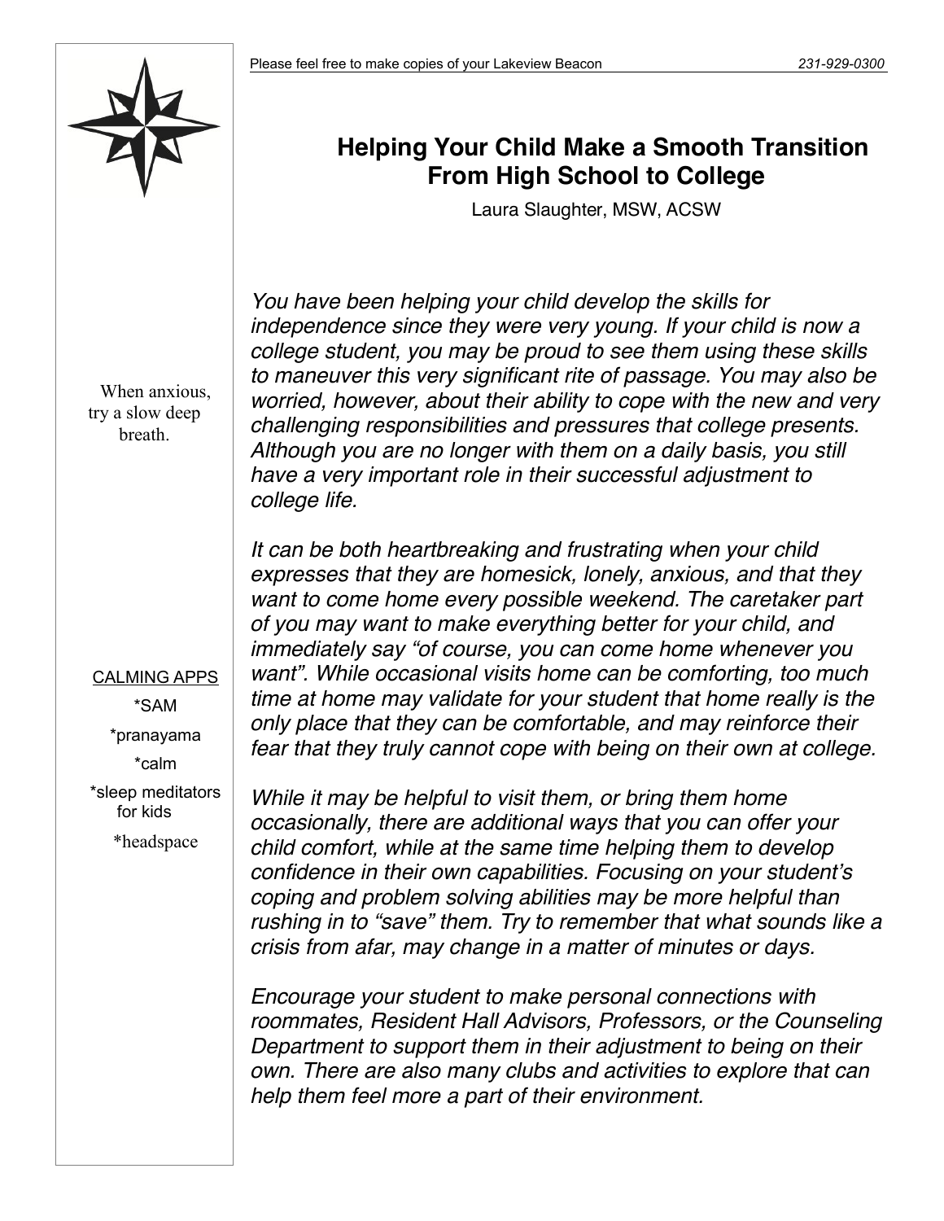# Helping Your Child Make a Smooth Transition From High School to College

Laura Slaughter, MSW, ACSW

*You have been helping your child develop the skills for independence since they were very young. If your child is now a college student, you may be proud to see them using these skills to maneuver this very significant rite of passage. You may also be worried, however, about their ability to cope with the new and very challenging responsibilities and pressures that college presents. Although you are no longer with them on a daily basis, you still have a very important role in their successful adjustment to college life.*

*It can be both heartbreaking and frustrating when your child expresses that they are homesick, lonely, anxious, and that they want to come home every possible weekend. The caretaker part of you may want to make everything better for your child, and immediately say "of course, you can come home whenever you want". While occasional visits home can be comforting, too much time at home may validate for your student that home really is the only place that they can be comfortable, and may reinforce their fear that they truly cannot cope with being on their own at college.*

*While it may be helpful to visit them, or bring them home occasionally, there are additional ways that you can offer your child comfort, while at the same time helping them to develop confidence in their own capabilities. Focusing on your student's coping and problem solving abilities may be more helpful than rushing in to "save" them. Try to remember that what sounds like a crisis from afar, may change in a matter of minutes or days.*

*Encourage your student to make personal connections with roommates, Resident Hall Advisors, Professors, or the Counseling Department to support them in their adjustment to being on their own. There are also many clubs and activities to explore that can help them feel more a part of their environment.*

When anxious, try a slow deep breath.

CALMING APPS

*SAM

*pranayama

*calm

*sleep meditators for kids

*headspace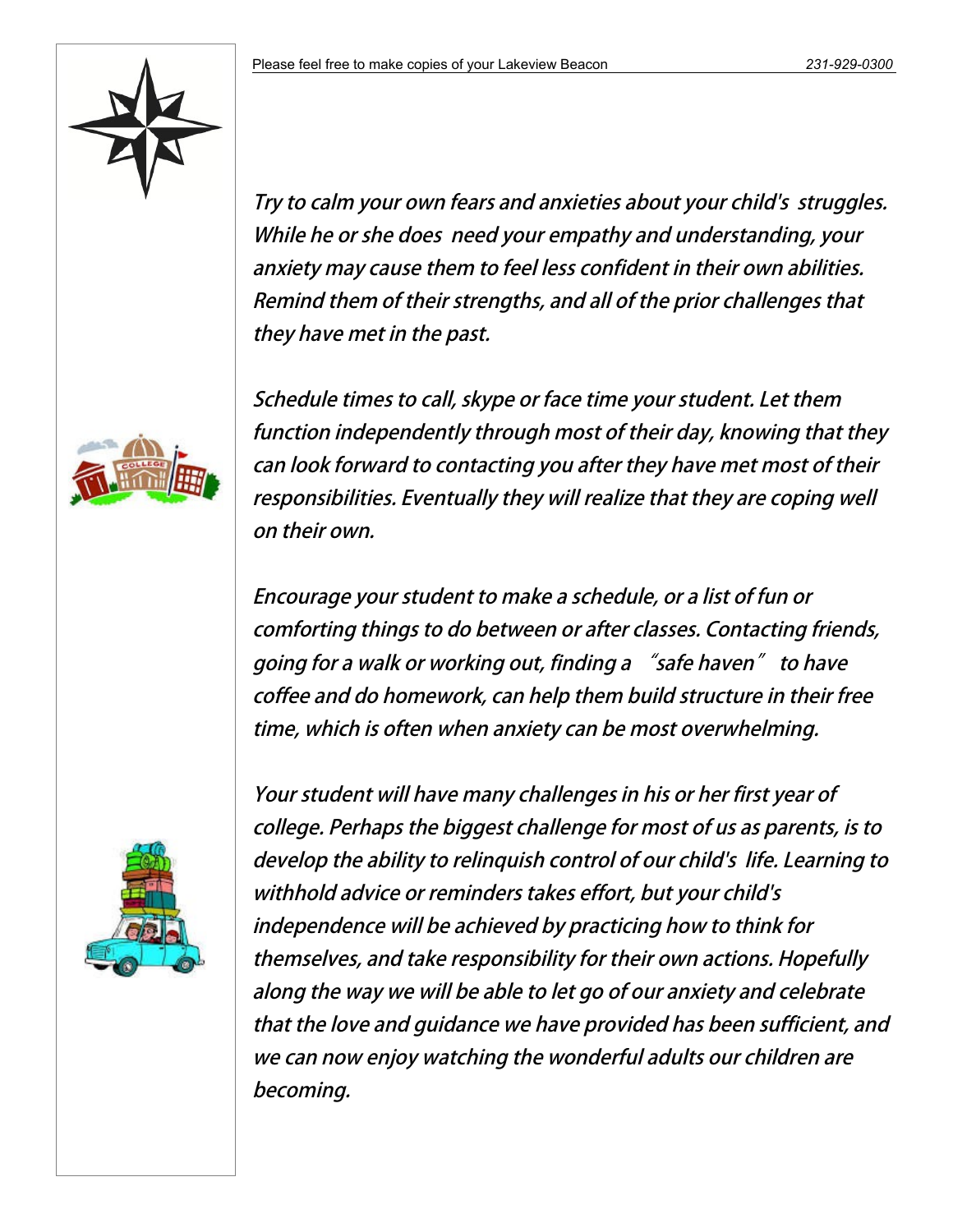*Try to calm your own fears and anxieties about your child's struggles. While he or she does need your empathy and understanding, your anxiety may cause them to feel less confident in their own abilities. Remind them of their strengths, and all of the prior challenges that they have met in the past.*

*Schedule times to call, skype or face time your student. Let them function independently through most of their day, knowing that they can look forward to contacting you after they have met most of their responsibilities. Eventually they will realize that they are coping well on their own.*

*Encourage your student to make a schedule, or a list of fun or comforting things to do between or after classes. Contacting friends, going for a walk or working out, finding a "safe haven" to have coffee and do homework, can help them build structure in their free time, which is often when anxiety can be most overwhelming.*

*Your student will have many challenges in his or her first year of college. Perhaps the biggest challenge for most of us as parents, is to develop the ability to relinquish control of our child's life. Learning to withhold advice or reminders takes effort, but your child's independence will be achieved by practicing how to think for themselves, and take responsibility for their own actions. Hopefully along the way we will be able to let go of our anxiety and celebrate that the love and guidance we have provided has been sufficient, and we can now enjoy watching the wonderful adults our children are becoming.*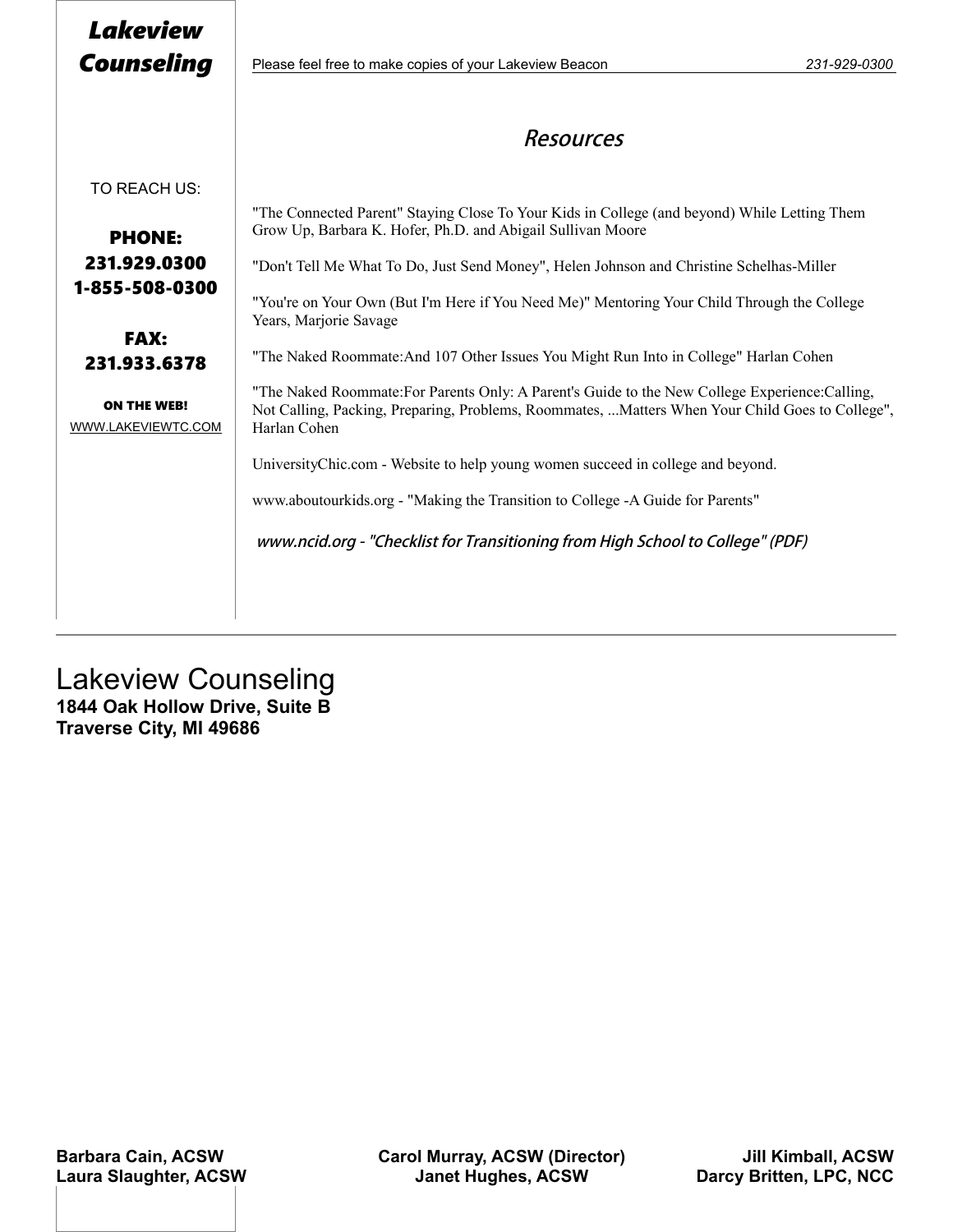**Lakeview Counseling**

TO REACH US:

**PHONE:**
**231.929.0300**
**1-855-508-0300**

**FAX:**
**231.933.6378**

**ON THE WEB!**
WWW.LAKEVIEWTC.COM

Please feel free to make copies of your Lakeview Beacon 231-929-0300

## *Resources*

"The Connected Parent" Staying Close To Your Kids in College (and beyond) While Letting Them Grow Up, Barbara K. Hofer, Ph.D. and Abigail Sullivan Moore

"Don't Tell Me What To Do, Just Send Money", Helen Johnson and Christine Schelhas-Miller

"You're on Your Own (But I'm Here if You Need Me)" Mentoring Your Child Through the College Years, Marjorie Savage

"The Naked Roommate:And 107 Other Issues You Might Run Into in College" Harlan Cohen

"The Naked Roommate:For Parents Only: A Parent's Guide to the New College Experience:Calling, Not Calling, Packing, Preparing, Problems, Roommates, ...Matters When Your Child Goes to College", Harlan Cohen

UniversityChic.com - Website to help young women succeed in college and beyond.

www.aboutourkids.org - "Making the Transition to College -A Guide for Parents"

*www.ncid.org - "Checklist for Transitioning from High School to College" (PDF)*

---

Lakeview Counseling
**1844 Oak Hollow Drive, Suite B**
**Traverse City, MI 49686**

**Barbara Cain, ACSW**
**Laura Slaughter, ACSW**

**Carol Murray, ACSW (Director)**
**Janet Hughes, ACSW**

**Jill Kimball, ACSW**
**Darcy Britten, LPC, NCC**